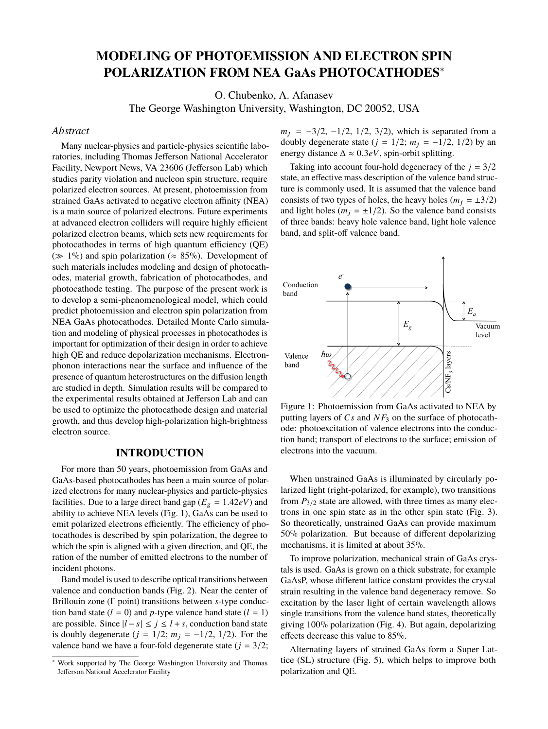# MODELING OF PHOTOEMISSION AND ELECTRON SPIN POLARIZATION FROM NEA GaAs PHOTOCATHODES*

O. Chubenko, A. Afanasev
The George Washington University, Washington, DC 20052, USA

## Abstract

Many nuclear-physics and particle-physics scientific laboratories, including Thomas Jefferson National Accelerator Facility, Newport News, VA 23606 (Jefferson Lab) which studies parity violation and nucleon spin structure, require polarized electron sources. At present, photoemission from strained GaAs activated to negative electron affinity (NEA) is a main source of polarized electrons. Future experiments at advanced electron colliders will require highly efficient polarized electron beams, which sets new requirements for photocathodes in terms of high quantum efficiency (QE) ($\gg 1\%$) and spin polarization ($\approx 85\%$). Development of such materials includes modeling and design of photocathodes, material growth, fabrication of photocathodes, and photocathode testing. The purpose of the present work is to develop a semi-phenomenological model, which could predict photoemission and electron spin polarization from NEA GaAs photocathodes. Detailed Monte Carlo simulation and modeling of physical processes in photocathodes is important for optimization of their design in order to achieve high QE and reduce depolarization mechanisms. Electron-phonon interactions near the surface and influence of the presence of quantum heterostructures on the diffusion length are studied in depth. Simulation results will be compared to the experimental results obtained at Jefferson Lab and can be used to optimize the photocathode design and material growth, and thus develop high-polarization high-brightness electron source.

## INTRODUCTION

For more than 50 years, photoemission from GaAs and GaAs-based photocathodes has been a main source of polarized electrons for many nuclear-physics and particle-physics facilities. Due to a large direct band gap ($E_g = 1.42 eV$) and ability to achieve NEA levels (Fig. 1), GaAs can be used to emit polarized electrons efficiently. The efficiency of photocathodes is described by spin polarization, the degree to which the spin is aligned with a given direction, and QE, the ration of the number of emitted electrons to the number of incident photons.

Band model is used to describe optical transitions between valence and conduction bands (Fig. 2). Near the center of Brillouin zone ($\Gamma$ point) transitions between $s$-type conduction band state ($l = 0$) and $p$-type valence band state ($l = 1$) are possible. Since $|l - s| \leq j \leq l + s$, conduction band state is doubly degenerate ($j = 1/2$; $m_j = -1/2, 1/2$). For the valence band we have a four-fold degenerate state ($j = 3/2$; $m_j = -3/2, -1/2, 1/2, 3/2$), which is separated from a doubly degenerate state ($j = 1/2$; $m_j = -1/2, 1/2$) by an energy distance $\Delta \approx 0.3 eV$, spin-orbit splitting.

Taking into account four-hold degeneracy of the $j = 3/2$ state, an effective mass description of the valence band structure is commonly used. It is assumed that the valence band consists of two types of holes, the heavy holes ($m_j = \pm 3/2$) and light holes ($m_j = \pm 1/2$). So the valence band consists of three bands: heavy hole valence band, light hole valence band, and split-off valence band.

Figure 1: Photoemission from GaAs activated to NEA by putting layers of $Cs$ and $NF_3$ on the surface of photocathode: photoexcitation of valence electrons into the conduction band; transport of electrons to the surface; emission of electrons into the vacuum.

When unstrained GaAs is illuminated by circularly polarized light (right-polarized, for example), two transitions from $P_{3/2}$ state are allowed, with three times as many electrons in one spin state as in the other spin state (Fig. 3). So theoretically, unstrained GaAs can provide maximum 50% polarization. But because of different depolarizing mechanisms, it is limited at about 35%.

To improve polarization, mechanical strain of GaAs crystals is used. GaAs is grown on a thick substrate, for example GaAsP, whose different lattice constant provides the crystal strain resulting in the valence band degeneracy remove. So excitation by the laser light of certain wavelength allows single transitions from the valence band states, theoretically giving 100% polarization (Fig. 4). But again, depolarizing effects decrease this value to 85%.

Alternating layers of strained GaAs form a Super Lattice (SL) structure (Fig. 5), which helps to improve both polarization and QE.

* Work supported by The George Washington University and Thomas Jefferson National Accelerator Facility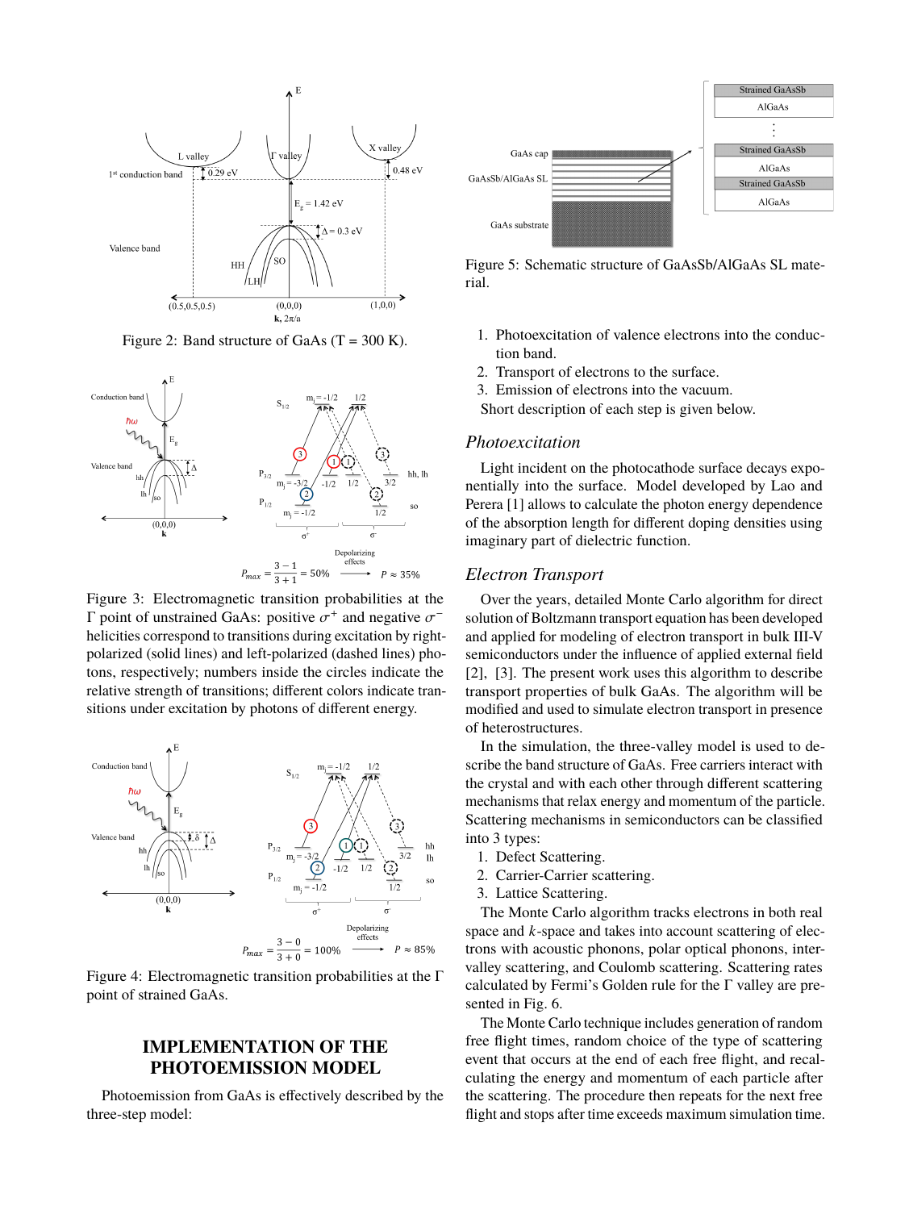Figure 2: Band structure of GaAs (T = 300 K).

Figure 3: Electromagnetic transition probabilities at the Γ point of unstrained GaAs: positive $\sigma^+$ and negative $\sigma^-$ helicities correspond to transitions during excitation by right-polarized (solid lines) and left-polarized (dashed lines) photons, respectively; numbers inside the circles indicate the relative strength of transitions; different colors indicate transitions under excitation by photons of different energy.

Figure 4: Electromagnetic transition probabilities at the Γ point of strained GaAs.

## IMPLEMENTATION OF THE PHOTOEMISSION MODEL

Photoemission from GaAs is effectively described by the three-step model:

Figure 5: Schematic structure of GaAsSb/AlGaAs SL material.

1. Photoexcitation of valence electrons into the conduction band.
2. Transport of electrons to the surface.
3. Emission of electrons into the vacuum.

Short description of each step is given below.

### *Photoexcitation*

Light incident on the photocathode surface decays exponentially into the surface. Model developed by Lao and Perera [1] allows to calculate the photon energy dependence of the absorption length for different doping densities using imaginary part of dielectric function.

### *Electron Transport*

Over the years, detailed Monte Carlo algorithm for direct solution of Boltzmann transport equation has been developed and applied for modeling of electron transport in bulk III-V semiconductors under the influence of applied external field [2], [3]. The present work uses this algorithm to describe transport properties of bulk GaAs. The algorithm will be modified and used to simulate electron transport in presence of heterostructures.

In the simulation, the three-valley model is used to describe the band structure of GaAs. Free carriers interact with the crystal and with each other through different scattering mechanisms that relax energy and momentum of the particle. Scattering mechanisms in semiconductors can be classified into 3 types:

1. Defect Scattering.
2. Carrier-Carrier scattering.
3. Lattice Scattering.

The Monte Carlo algorithm tracks electrons in both real space and $k$-space and takes into account scattering of electrons with acoustic phonons, polar optical phonons, intervalley scattering, and Coulomb scattering. Scattering rates calculated by Fermi's Golden rule for the Γ valley are presented in Fig. 6.

The Monte Carlo technique includes generation of random free flight times, random choice of the type of scattering event that occurs at the end of each free flight, and recalculating the energy and momentum of each particle after the scattering. The procedure then repeats for the next free flight and stops after time exceeds maximum simulation time.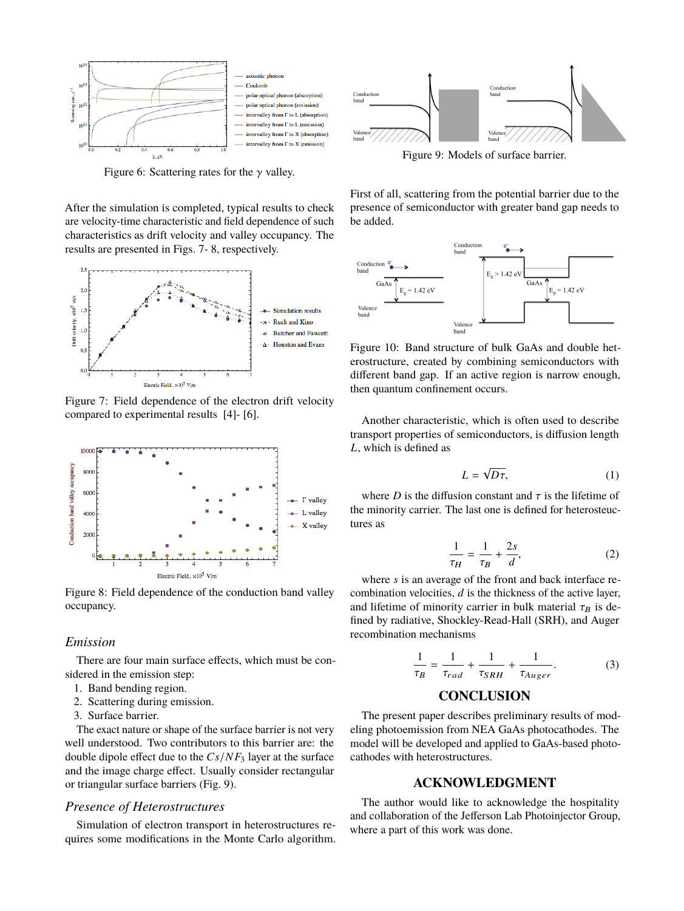Figure 6: Scattering rates for the $\gamma$ valley.

After the simulation is completed, typical results to check are velocity-time characteristic and field dependence of such characteristics as drift velocity and valley occupancy. The results are presented in Figs. 7- 8, respectively.

Figure 7: Field dependence of the electron drift velocity compared to experimental results [4]- [6].

Figure 8: Field dependence of the conduction band valley occupancy.

### *Emission*

There are four main surface effects, which must be considered in the emission step:

1. Band bending region.
2. Scattering during emission.
3. Surface barrier.

The exact nature or shape of the surface barrier is not very well understood. Two contributors to this barrier are: the double dipole effect due to the $Cs/NF_3$ layer at the surface and the image charge effect. Usually consider rectangular or triangular surface barriers (Fig. 9).

### *Presence of Heterostructures*

Simulation of electron transport in heterostructures requires some modifications in the Monte Carlo algorithm.

Figure 9: Models of surface barrier.

First of all, scattering from the potential barrier due to the presence of semiconductor with greater band gap needs to be added.

Figure 10: Band structure of bulk GaAs and double heterostructure, created by combining semiconductors with different band gap. If an active region is narrow enough, then quantum confinement occurs.

Another characteristic, which is often used to describe transport properties of semiconductors, is diffusion length $L$, which is defined as

$$L = \sqrt{D\tau}, \tag{1}$$

where $D$ is the diffusion constant and $\tau$ is the lifetime of the minority carrier. The last one is defined for heterosteuctures as

$$\frac{1}{\tau_H} = \frac{1}{\tau_B} + \frac{2s}{d}, \tag{2}$$

where $s$ is an average of the front and back interface recombination velocities, $d$ is the thickness of the active layer, and lifetime of minority carrier in bulk material $\tau_B$ is defined by radiative, Shockley-Read-Hall (SRH), and Auger recombination mechanisms

$$\frac{1}{\tau_B} = \frac{1}{\tau_{rad}} + \frac{1}{\tau_{SRH}} + \frac{1}{\tau_{Auger}}. \tag{3}$$

## CONCLUSION

The present paper describes preliminary results of modeling photoemission from NEA GaAs photocathodes. The model will be developed and applied to GaAs-based photocathodes with heterostructures.

## ACKNOWLEDGMENT

The author would like to acknowledge the hospitality and collaboration of the Jefferson Lab Photoinjector Group, where a part of this work was done.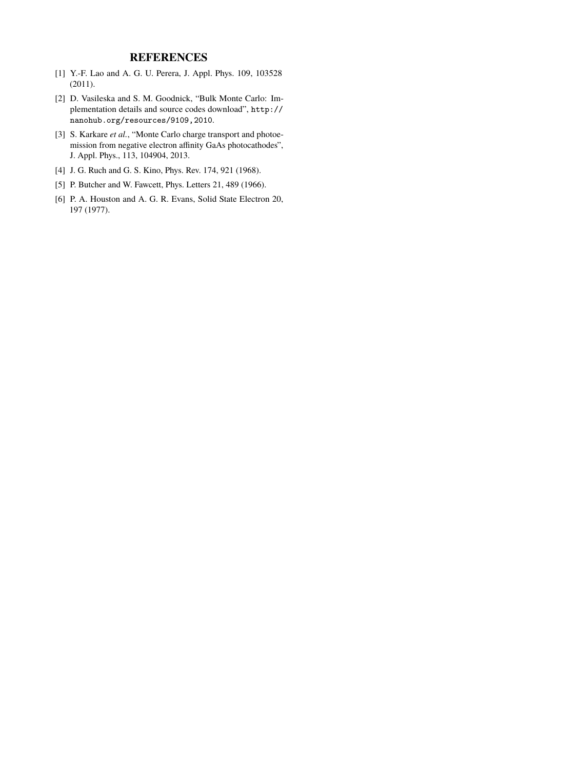## REFERENCES

[1] Y.-F. Lao and A. G. U. Perera, J. Appl. Phys. 109, 103528 (2011).

[2] D. Vasileska and S. M. Goodnick, "Bulk Monte Carlo: Implementation details and source codes download", http://nanohub.org/resources/9109,2010.

[3] S. Karkare *et al.*, "Monte Carlo charge transport and photoemission from negative electron affinity GaAs photocathodes", J. Appl. Phys., 113, 104904, 2013.

[4] J. G. Ruch and G. S. Kino, Phys. Rev. 174, 921 (1968).

[5] P. Butcher and W. Fawcett, Phys. Letters 21, 489 (1966).

[6] P. A. Houston and A. G. R. Evans, Solid State Electron 20, 197 (1977).